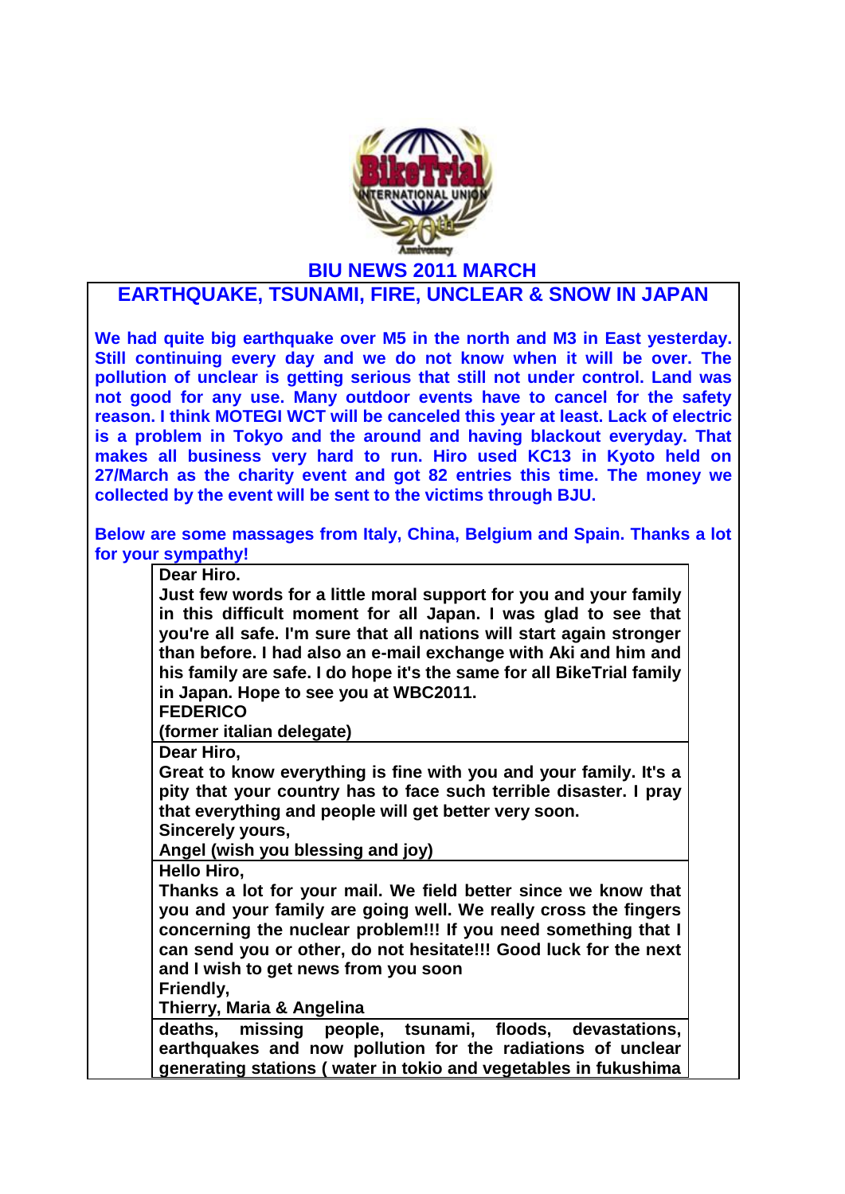# BIU NEWS 2011 MARCH

## EARTHQUAKE, TSUNAMI, FIRE, UNCLEAR & SNOW IN JAPAN

**We had quite big earthquake over M5 in the north and M3 in East yesterday. Still continuing every day and we do not know when it will be over. The pollution of unclear is getting serious that still not under control. Land was not good for any use. Many outdoor events have to cancel for the safety reason. I think MOTEGI WCT will be canceled this year at least. Lack of electric is a problem in Tokyo and the around and having blackout everyday. That makes all business very hard to run. Hiro used KC13 in Kyoto held on 27/March as the charity event and got 82 entries this time. The money we collected by the event will be sent to the victims through BJU.**

**Below are some massages from Italy, China, Belgium and Spain. Thanks a lot for your sympathy!**

**Dear Hiro.**
**Just few words for a little moral support for you and your family in this difficult moment for all Japan. I was glad to see that you're all safe. I'm sure that all nations will start again stronger than before. I had also an e-mail exchange with Aki and him and his family are safe. I do hope it's the same for all BikeTrial family in Japan. Hope to see you at WBC2011.**
**FEDERICO**
**(former italian delegate)**

**Dear Hiro,**
**Great to know everything is fine with you and your family. It's a pity that your country has to face such terrible disaster. I pray that everything and people will get better very soon.**
**Sincerely yours,**
**Angel (wish you blessing and joy)**

**Hello Hiro,**
**Thanks a lot for your mail. We field better since we know that you and your family are going well. We really cross the fingers concerning the nuclear problem!!! If you need something that I can send you or other, do not hesitate!!! Good luck for the next and I wish to get news from you soon**
**Friendly,**
**Thierry, Maria & Angelina**

**deaths, missing people, tsunami, floods, devastations, earthquakes and now pollution for the radiations of unclear generating stations ( water in tokio and vegetables in fukushima**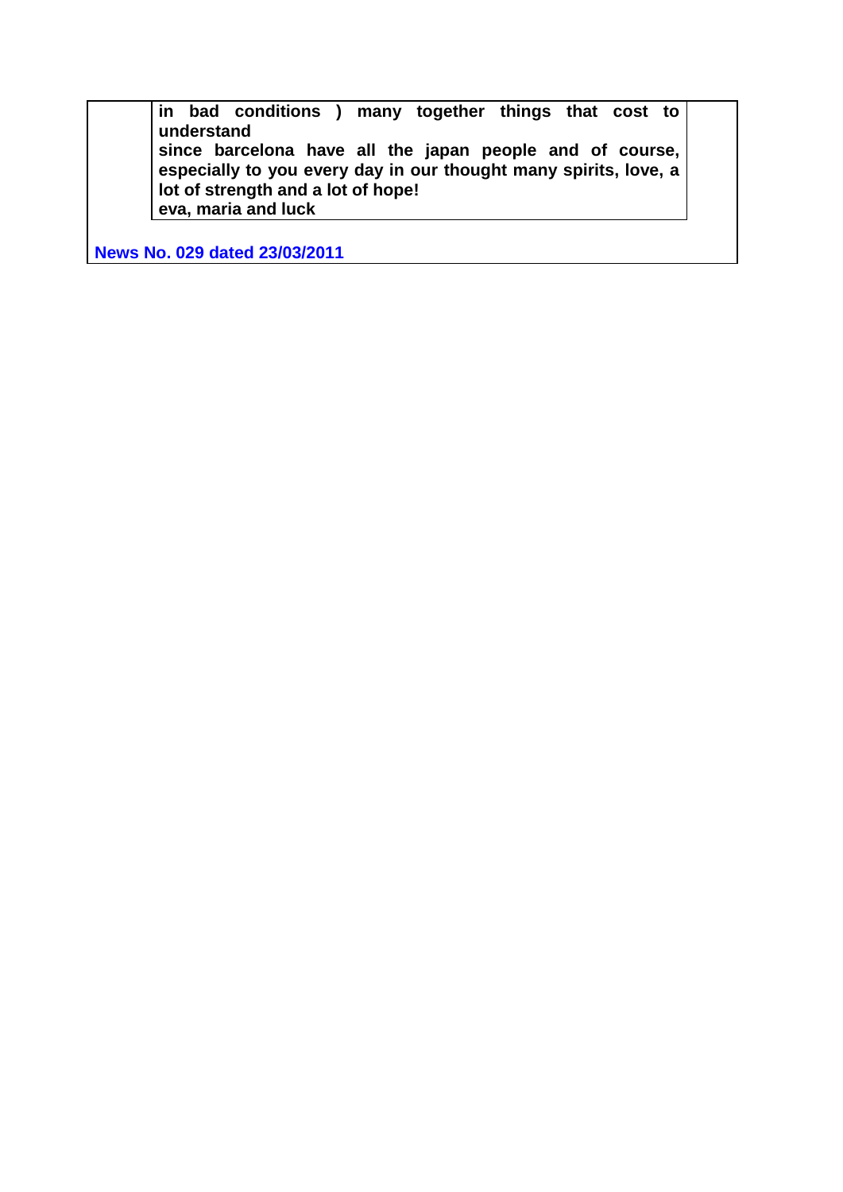**in bad conditions ) many together things that cost to understand**
**since barcelona have all the japan people and of course, especially to you every day in our thought many spirits, love, a lot of strength and a lot of hope!**
**eva, maria and luck**

**News No. 029 dated 23/03/2011**